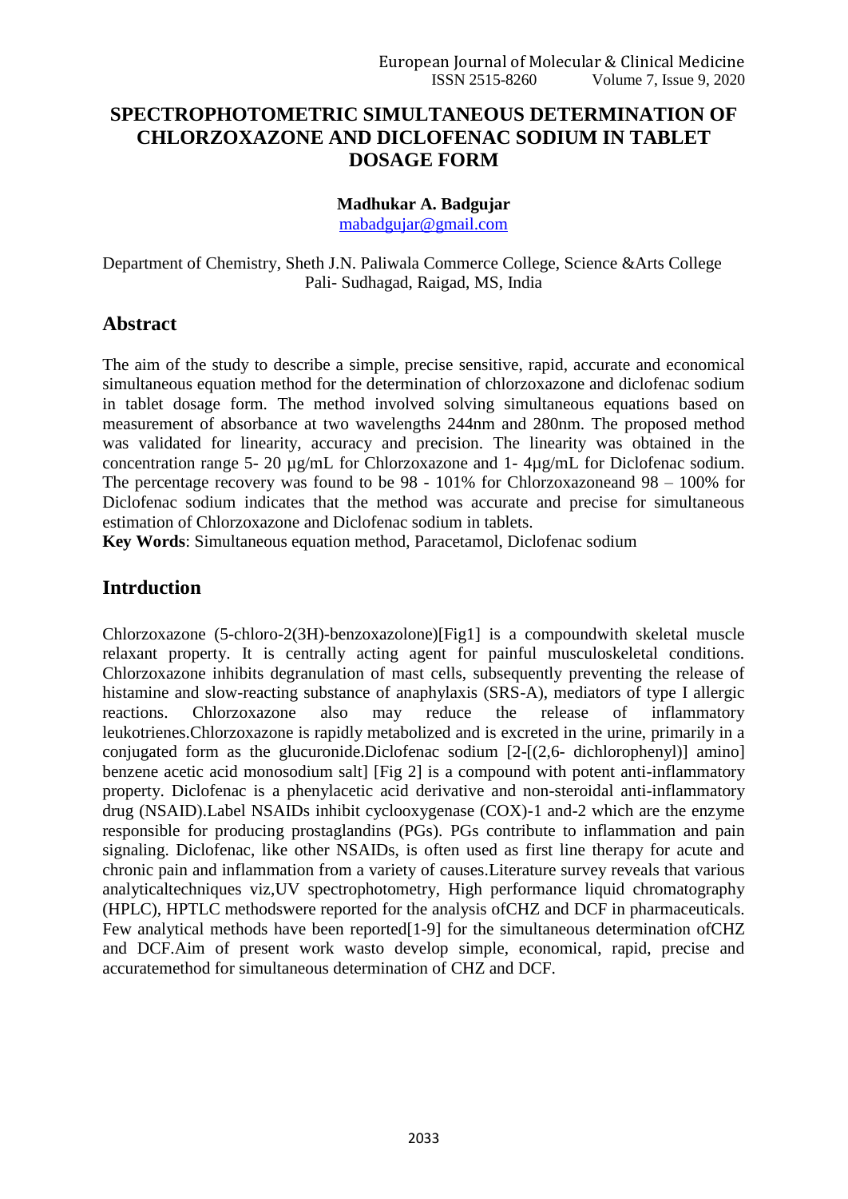# SPECTROPHOTOMETRIC SIMULTANEOUS DETERMINATION OF CHLORZOXAZONE AND DICLOFENAC SODIUM IN TABLET DOSAGE FORM

**Madhukar A. Badgujar**
mabadgujar@gmail.com

Department of Chemistry, Sheth J.N. Paliwala Commerce College, Science &Arts College
Pali- Sudhagad, Raigad, MS, India

## Abstract

The aim of the study to describe a simple, precise sensitive, rapid, accurate and economical simultaneous equation method for the determination of chlorzoxazone and diclofenac sodium in tablet dosage form. The method involved solving simultaneous equations based on measurement of absorbance at two wavelengths 244nm and 280nm. The proposed method was validated for linearity, accuracy and precision. The linearity was obtained in the concentration range 5- 20 µg/mL for Chlorzoxazone and 1- 4µg/mL for Diclofenac sodium. The percentage recovery was found to be 98 - 101% for Chlorzoxazoneand 98 – 100% for Diclofenac sodium indicates that the method was accurate and precise for simultaneous estimation of Chlorzoxazone and Diclofenac sodium in tablets.

**Key Words**: Simultaneous equation method, Paracetamol, Diclofenac sodium

## Intrduction

Chlorzoxazone (5-chloro-2(3H)-benzoxazolone)[Fig1] is a compoundwith skeletal muscle relaxant property. It is centrally acting agent for painful musculoskeletal conditions. Chlorzoxazone inhibits degranulation of mast cells, subsequently preventing the release of histamine and slow-reacting substance of anaphylaxis (SRS-A), mediators of type I allergic reactions. Chlorzoxazone also may reduce the release of inflammatory leukotrienes.Chlorzoxazone is rapidly metabolized and is excreted in the urine, primarily in a conjugated form as the glucuronide.Diclofenac sodium [2-[(2,6- dichlorophenyl)] amino] benzene acetic acid monosodium salt] [Fig 2] is a compound with potent anti-inflammatory property. Diclofenac is a phenylacetic acid derivative and non-steroidal anti-inflammatory drug (NSAID).Label NSAIDs inhibit cyclooxygenase (COX)-1 and-2 which are the enzyme responsible for producing prostaglandins (PGs). PGs contribute to inflammation and pain signaling. Diclofenac, like other NSAIDs, is often used as first line therapy for acute and chronic pain and inflammation from a variety of causes.Literature survey reveals that various analyticaltechniques viz,UV spectrophotometry, High performance liquid chromatography (HPLC), HPTLC methodswere reported for the analysis ofCHZ and DCF in pharmaceuticals. Few analytical methods have been reported[1-9] for the simultaneous determination ofCHZ and DCF.Aim of present work wasto develop simple, economical, rapid, precise and accuratemethod for simultaneous determination of CHZ and DCF.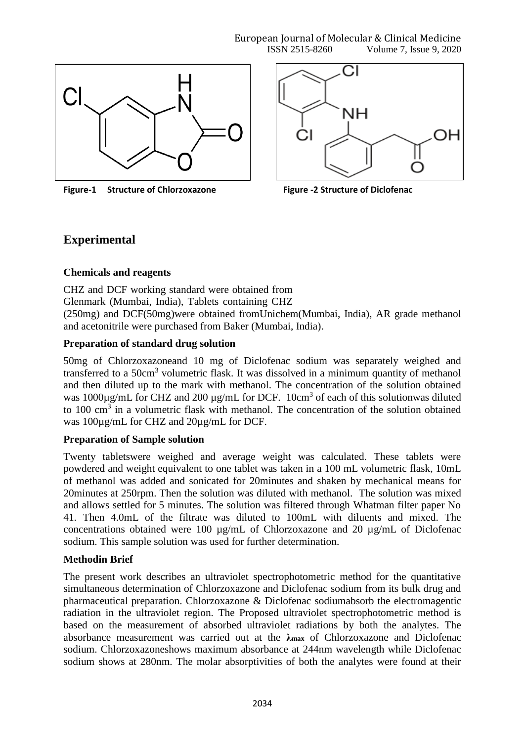Figure-1 Structure of Chlorzoxazone

Figure -2 Structure of Diclofenac

## Experimental

### Chemicals and reagents

CHZ and DCF working standard were obtained from Glenmark (Mumbai, India), Tablets containing CHZ (250mg) and DCF(50mg)were obtained fromUnichem(Mumbai, India), AR grade methanol and acetonitrile were purchased from Baker (Mumbai, India).

### Preparation of standard drug solution

50mg of Chlorzoxazoneand 10 mg of Diclofenac sodium was separately weighed and transferred to a 50cm$^3$ volumetric flask. It was dissolved in a minimum quantity of methanol and then diluted up to the mark with methanol. The concentration of the solution obtained was 1000µg/mL for CHZ and 200 µg/mL for DCF. 10cm$^3$ of each of this solutionwas diluted to 100 cm$^3$ in a volumetric flask with methanol. The concentration of the solution obtained was 100µg/mL for CHZ and 20µg/mL for DCF.

### Preparation of Sample solution

Twenty tabletswere weighed and average weight was calculated. These tablets were powdered and weight equivalent to one tablet was taken in a 100 mL volumetric flask, 10mL of methanol was added and sonicated for 20minutes and shaken by mechanical means for 20minutes at 250rpm. Then the solution was diluted with methanol. The solution was mixed and allows settled for 5 minutes. The solution was filtered through Whatman filter paper No 41. Then 4.0mL of the filtrate was diluted to 100mL with diluents and mixed. The concentrations obtained were 100 µg/mL of Chlorzoxazone and 20 µg/mL of Diclofenac sodium. This sample solution was used for further determination.

### Methodin Brief

The present work describes an ultraviolet spectrophotometric method for the quantitative simultaneous determination of Chlorzoxazone and Diclofenac sodium from its bulk drug and pharmaceutical preparation. Chlorzoxazone & Diclofenac sodiumabsorb the electromagentic radiation in the ultraviolet region. The Proposed ultraviolet spectrophotometric method is based on the measurement of absorbed ultraviolet radiations by both the analytes. The absorbance measurement was carried out at the **$\lambda_{max}$** of Chlorzoxazone and Diclofenac sodium. Chlorzoxazoneshows maximum absorbance at 244nm wavelength while Diclofenac sodium shows at 280nm. The molar absorptivities of both the analytes were found at their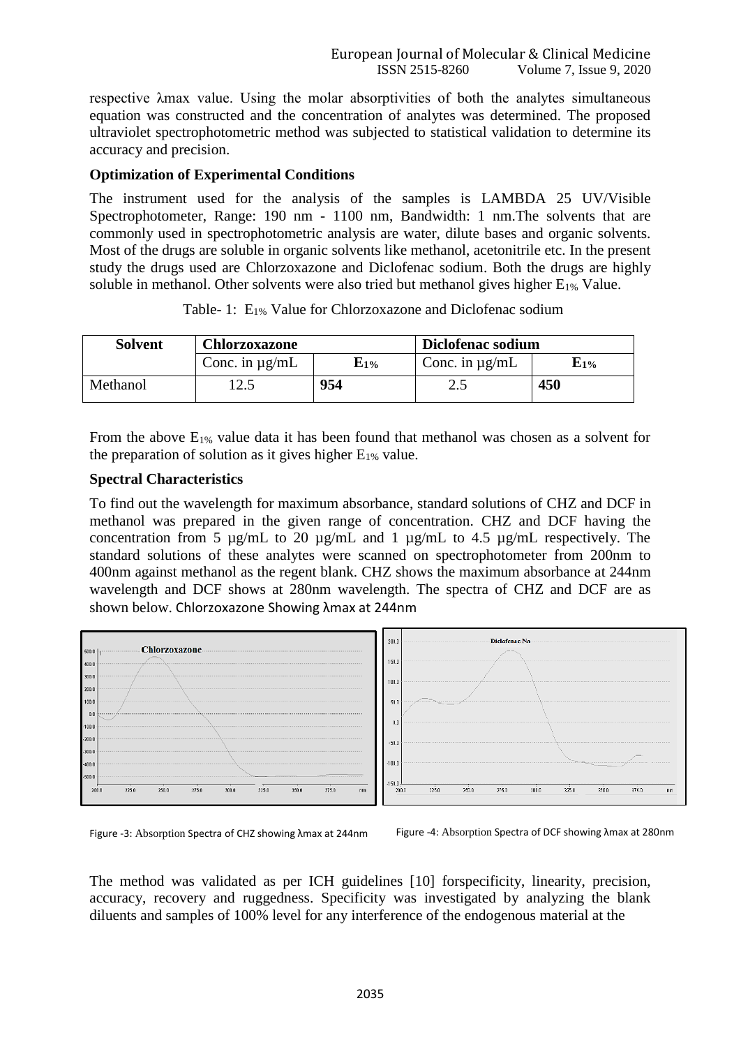respective λmax value. Using the molar absorptivities of both the analytes simultaneous equation was constructed and the concentration of analytes was determined. The proposed ultraviolet spectrophotometric method was subjected to statistical validation to determine its accuracy and precision.

**Optimization of Experimental Conditions**

The instrument used for the analysis of the samples is LAMBDA 25 UV/Visible Spectrophotometer, Range: 190 nm - 1100 nm, Bandwidth: 1 nm.The solvents that are commonly used in spectrophotometric analysis are water, dilute bases and organic solvents. Most of the drugs are soluble in organic solvents like methanol, acetonitrile etc. In the present study the drugs used are Chlorzoxazone and Diclofenac sodium. Both the drugs are highly soluble in methanol. Other solvents were also tried but methanol gives higher $E_{1\%}$ Value.

Table- 1: $E_{1\%}$ Value for Chlorzoxazone and Diclofenac sodium

| Solvent | Chlorzoxazone | | Diclofenac sodium | |
|---|---|---|---|---|
| | Conc. in µg/mL | $E_{1\%}$ | Conc. in µg/mL | $E_{1\%}$ |
| Methanol | 12.5 | **954** | 2.5 | **450** |

From the above $E_{1\%}$ value data it has been found that methanol was chosen as a solvent for the preparation of solution as it gives higher $E_{1\%}$ value.

**Spectral Characteristics**

To find out the wavelength for maximum absorbance, standard solutions of CHZ and DCF in methanol was prepared in the given range of concentration. CHZ and DCF having the concentration from 5 µg/mL to 20 µg/mL and 1 µg/mL to 4.5 µg/mL respectively. The standard solutions of these analytes were scanned on spectrophotometer from 200nm to 400nm against methanol as the regent blank. CHZ shows the maximum absorbance at 244nm wavelength and DCF shows at 280nm wavelength. The spectra of CHZ and DCF are as shown below. Chlorzoxazone Showing λmax at 244nm

Figure -3: Absorption Spectra of CHZ showing λmax at 244nm

Figure -4: Absorption Spectra of DCF showing λmax at 280nm

The method was validated as per ICH guidelines [10] forspecificity, linearity, precision, accuracy, recovery and ruggedness. Specificity was investigated by analyzing the blank diluents and samples of 100% level for any interference of the endogenous material at the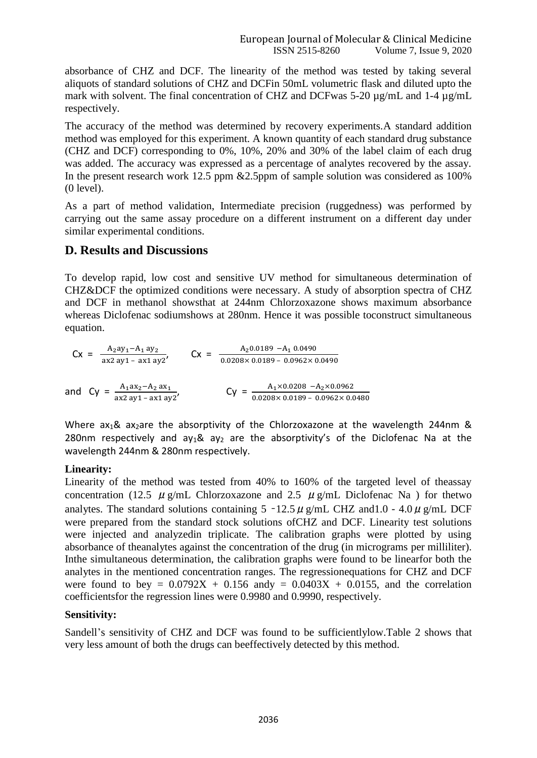absorbance of CHZ and DCF. The linearity of the method was tested by taking several aliquots of standard solutions of CHZ and DCFin 50mL volumetric flask and diluted upto the mark with solvent. The final concentration of CHZ and DCFwas 5-20 µg/mL and 1-4 µg/mL respectively.

The accuracy of the method was determined by recovery experiments.A standard addition method was employed for this experiment. A known quantity of each standard drug substance (CHZ and DCF) corresponding to 0%, 10%, 20% and 30% of the label claim of each drug was added. The accuracy was expressed as a percentage of analytes recovered by the assay. In the present research work 12.5 ppm &2.5ppm of sample solution was considered as 100% (0 level).

As a part of method validation, Intermediate precision (ruggedness) was performed by carrying out the same assay procedure on a different instrument on a different day under similar experimental conditions.

## D. Results and Discussions

To develop rapid, low cost and sensitive UV method for simultaneous determination of CHZ&DCF the optimized conditions were necessary. A study of absorption spectra of CHZ and DCF in methanol showsthat at 244nm Chlorzoxazone shows maximum absorbance whereas Diclofenac sodiumshows at 280nm. Hence it was possible toconstruct simultaneous equation.

$$Cx = \frac{A_2 ay_1 - A_1\, ay_2}{ax2\, ay1 - ax1\, ay2}, \qquad Cx = \frac{A_2 0.0189\ - A_1\ 0.0490}{0.0208\times 0.0189 - 0.0962\times 0.0490}$$

$$\text{and}\ \ Cy = \frac{A_1 ax_2 - A_2\, ax_1}{ax2\, ay1 - ax1\, ay2}, \qquad Cy = \frac{A_1\times 0.0208\ - A_2\times 0.0962}{0.0208\times 0.0189 - 0.0962\times 0.0480}$$

Where $ax_1$& $ax_2$are the absorptivity of the Chlorzoxazone at the wavelength 244nm & 280nm respectively and $ay_1$& $ay_2$ are the absorptivity's of the Diclofenac Na at the wavelength 244nm & 280nm respectively.

**Linearity:**

Linearity of the method was tested from 40% to 160% of the targeted level of theassay concentration (12.5 $\mu$g/mL Chlorzoxazone and 2.5 $\mu$g/mL Diclofenac Na ) for thetwo analytes. The standard solutions containing 5 -12.5 $\mu$g/mL CHZ and1.0 - 4.0 $\mu$g/mL DCF were prepared from the standard stock solutions ofCHZ and DCF. Linearity test solutions were injected and analyzedin triplicate. The calibration graphs were plotted by using absorbance of theanalytes against the concentration of the drug (in micrograms per milliliter). Inthe simultaneous determination, the calibration graphs were found to be linearfor both the analytes in the mentioned concentration ranges. The regressionequations for CHZ and DCF were found to bey = 0.0792X + 0.156 andy = 0.0403X + 0.0155, and the correlation coefficientsfor the regression lines were 0.9980 and 0.9990, respectively.

**Sensitivity:**

Sandell's sensitivity of CHZ and DCF was found to be sufficientlylow.Table 2 shows that very less amount of both the drugs can beeffectively detected by this method.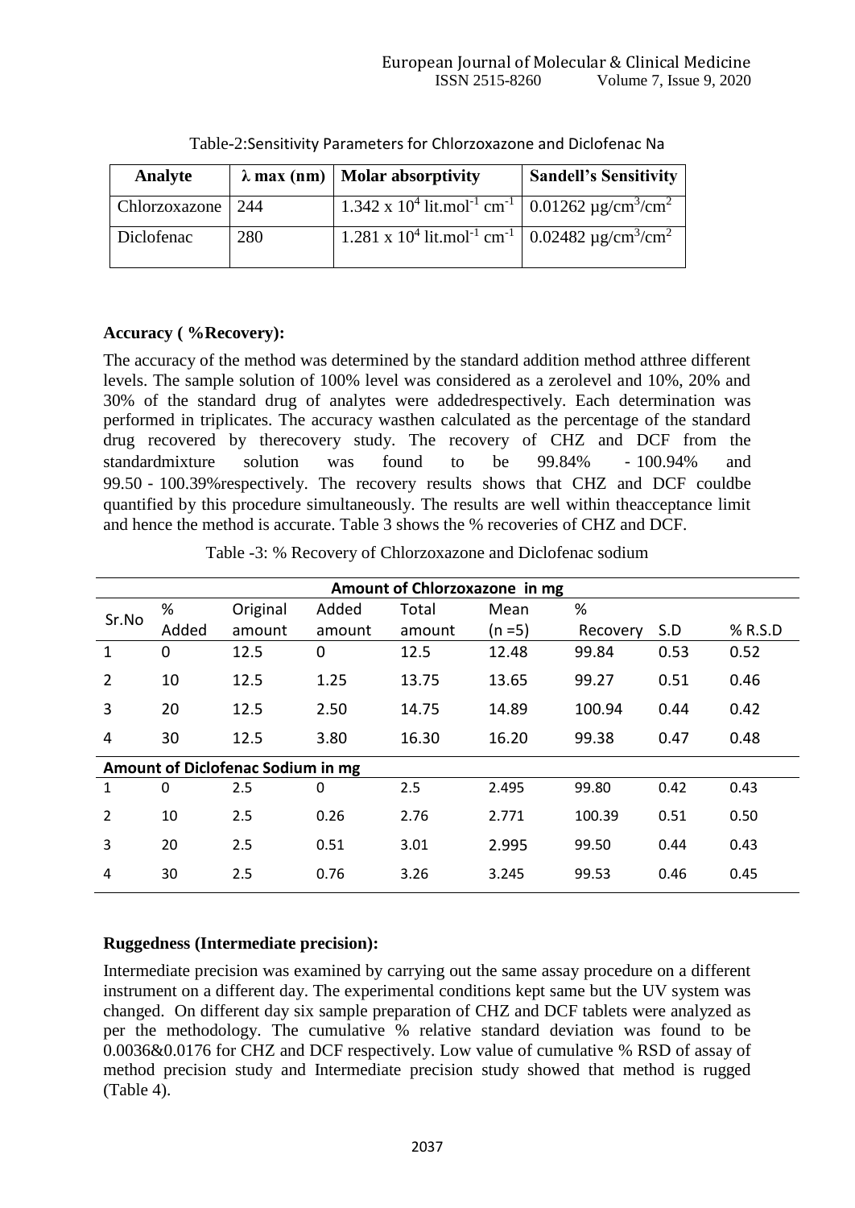Table-2:Sensitivity Parameters for Chlorzoxazone and Diclofenac Na

| Analyte | λ max (nm) | Molar absorptivity | Sandell's Sensitivity |
|---|---|---|---|
| Chlorzoxazone | 244 | $1.342 \times 10^4$ lit.mol$^{-1}$ cm$^{-1}$ | 0.01262 µg/cm$^3$/cm$^2$ |
| Diclofenac | 280 | $1.281 \times 10^4$ lit.mol$^{-1}$ cm$^{-1}$ | 0.02482 µg/cm$^3$/cm$^2$ |

**Accuracy ( %Recovery):**

The accuracy of the method was determined by the standard addition method atthree different levels. The sample solution of 100% level was considered as a zerolevel and 10%, 20% and 30% of the standard drug of analytes were addedrespectively. Each determination was performed in triplicates. The accuracy wasthen calculated as the percentage of the standard drug recovered by therecovery study. The recovery of CHZ and DCF from the standardmixture solution was found to be 99.84% - 100.94% and 99.50 - 100.39%respectively. The recovery results shows that CHZ and DCF couldbe quantified by this procedure simultaneously. The results are well within theacceptance limit and hence the method is accurate. Table 3 shows the % recoveries of CHZ and DCF.

Table -3: % Recovery of Chlorzoxazone and Diclofenac sodium

| Sr.No | % Added | Original amount | Added amount | Total amount | Mean (n =5) | % Recovery | S.D | % R.S.D |
|---|---|---|---|---|---|---|---|---|
| **Amount of Chlorzoxazone in mg** | | | | | | | | |
| 1 | 0 | 12.5 | 0 | 12.5 | 12.48 | 99.84 | 0.53 | 0.52 |
| 2 | 10 | 12.5 | 1.25 | 13.75 | 13.65 | 99.27 | 0.51 | 0.46 |
| 3 | 20 | 12.5 | 2.50 | 14.75 | 14.89 | 100.94 | 0.44 | 0.42 |
| 4 | 30 | 12.5 | 3.80 | 16.30 | 16.20 | 99.38 | 0.47 | 0.48 |
| **Amount of Diclofenac Sodium in mg** | | | | | | | | |
| 1 | 0 | 2.5 | 0 | 2.5 | 2.495 | 99.80 | 0.42 | 0.43 |
| 2 | 10 | 2.5 | 0.26 | 2.76 | 2.771 | 100.39 | 0.51 | 0.50 |
| 3 | 20 | 2.5 | 0.51 | 3.01 | 2.995 | 99.50 | 0.44 | 0.43 |
| 4 | 30 | 2.5 | 0.76 | 3.26 | 3.245 | 99.53 | 0.46 | 0.45 |

**Ruggedness (Intermediate precision):**

Intermediate precision was examined by carrying out the same assay procedure on a different instrument on a different day. The experimental conditions kept same but the UV system was changed. On different day six sample preparation of CHZ and DCF tablets were analyzed as per the methodology. The cumulative % relative standard deviation was found to be 0.0036&0.0176 for CHZ and DCF respectively. Low value of cumulative % RSD of assay of method precision study and Intermediate precision study showed that method is rugged (Table 4).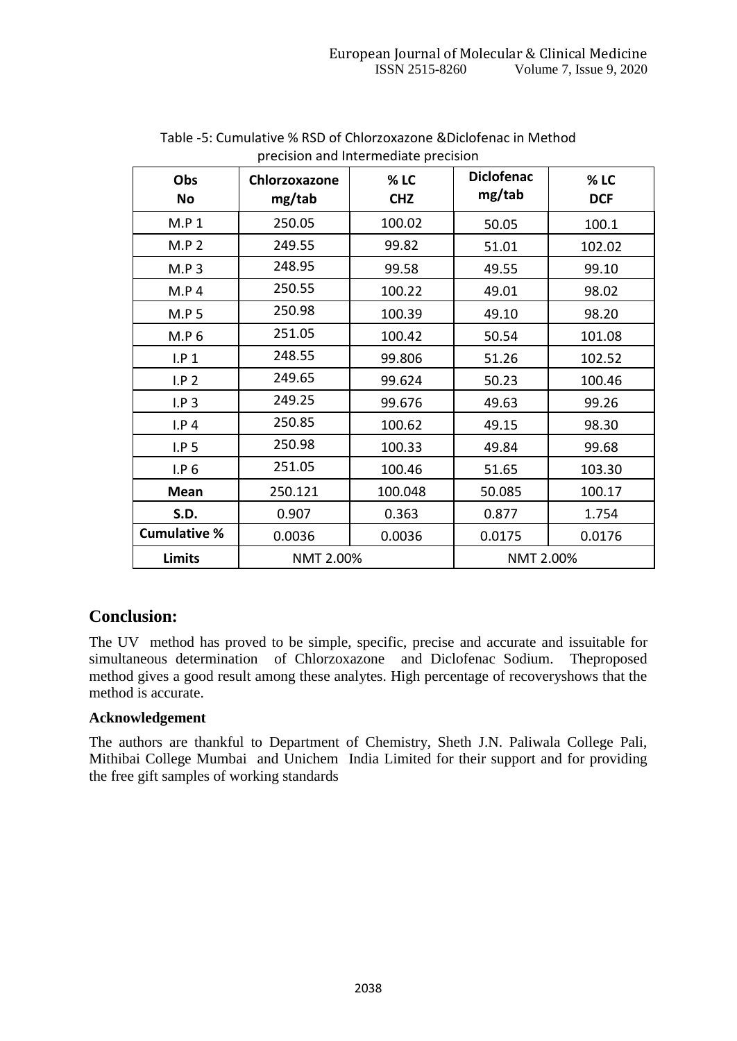Table -5: Cumulative % RSD of Chlorzoxazone &Diclofenac in Method precision and Intermediate precision

| Obs No | Chlorzoxazone mg/tab | % LC CHZ | Diclofenac mg/tab | % LC DCF |
|---|---|---|---|---|
| M.P 1 | 250.05 | 100.02 | 50.05 | 100.1 |
| M.P 2 | 249.55 | 99.82 | 51.01 | 102.02 |
| M.P 3 | 248.95 | 99.58 | 49.55 | 99.10 |
| M.P 4 | 250.55 | 100.22 | 49.01 | 98.02 |
| M.P 5 | 250.98 | 100.39 | 49.10 | 98.20 |
| M.P 6 | 251.05 | 100.42 | 50.54 | 101.08 |
| I.P 1 | 248.55 | 99.806 | 51.26 | 102.52 |
| I.P 2 | 249.65 | 99.624 | 50.23 | 100.46 |
| I.P 3 | 249.25 | 99.676 | 49.63 | 99.26 |
| I.P 4 | 250.85 | 100.62 | 49.15 | 98.30 |
| I.P 5 | 250.98 | 100.33 | 49.84 | 99.68 |
| I.P 6 | 251.05 | 100.46 | 51.65 | 103.30 |
| **Mean** | 250.121 | 100.048 | 50.085 | 100.17 |
| **S.D.** | 0.907 | 0.363 | 0.877 | 1.754 |
| **Cumulative %** | 0.0036 | 0.0036 | 0.0175 | 0.0176 |
| **Limits** | NMT 2.00% | | NMT 2.00% | |

## Conclusion:

The UV method has proved to be simple, specific, precise and accurate and issuitable for simultaneous determination of Chlorzoxazone and Diclofenac Sodium. Theproposed method gives a good result among these analytes. High percentage of recoveryshows that the method is accurate.

### Acknowledgement

The authors are thankful to Department of Chemistry, Sheth J.N. Paliwala College Pali, Mithibai College Mumbai and Unichem India Limited for their support and for providing the free gift samples of working standards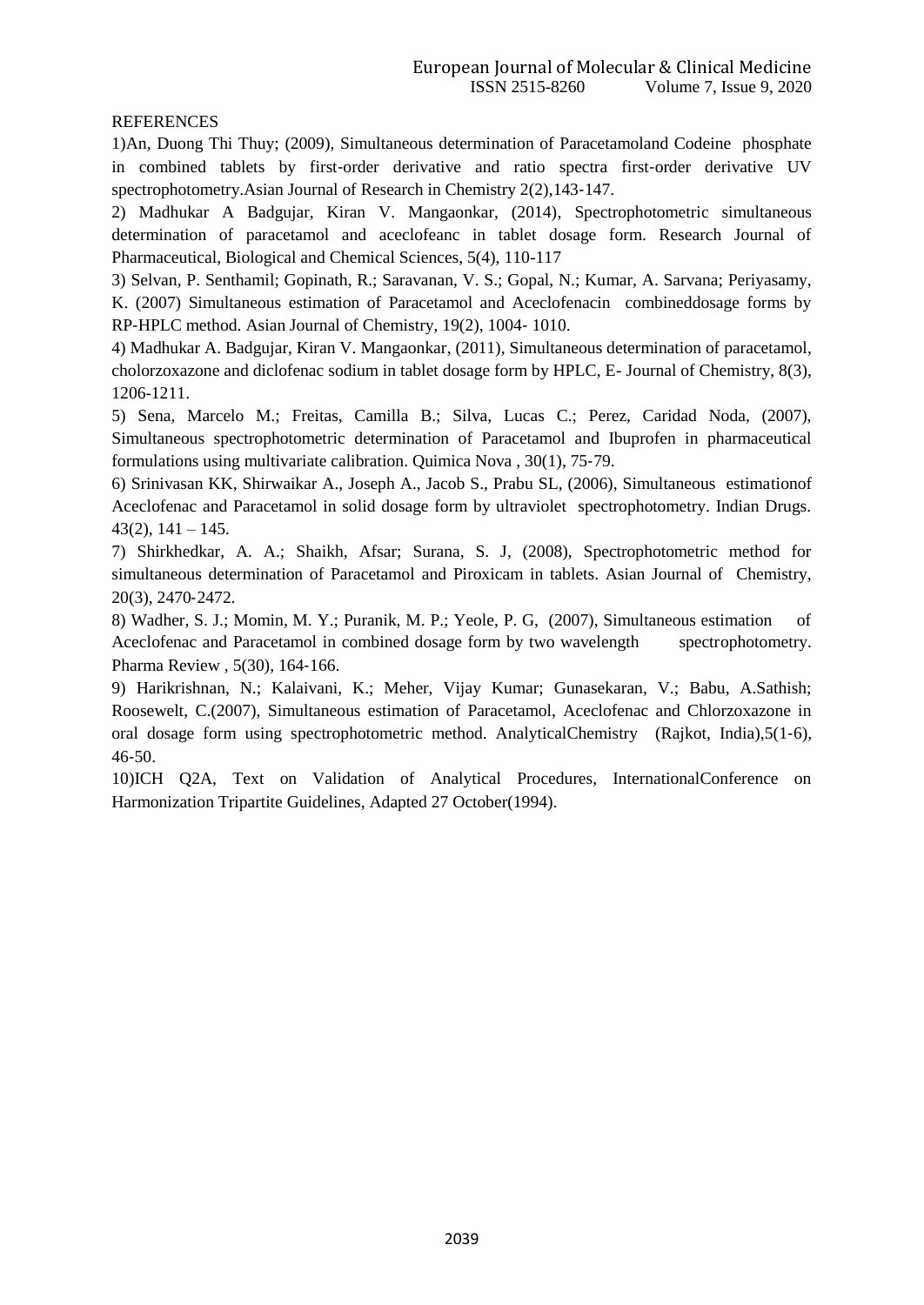## REFERENCES

1)An, Duong Thi Thuy; (2009), Simultaneous determination of Paracetamoland Codeine phosphate in combined tablets by first-order derivative and ratio spectra first-order derivative UV spectrophotometry.Asian Journal of Research in Chemistry 2(2),143-147.

2) Madhukar A Badgujar, Kiran V. Mangaonkar, (2014), Spectrophotometric simultaneous determination of paracetamol and aceclofeanc in tablet dosage form. Research Journal of Pharmaceutical, Biological and Chemical Sciences, 5(4), 110-117

3) Selvan, P. Senthamil; Gopinath, R.; Saravanan, V. S.; Gopal, N.; Kumar, A. Sarvana; Periyasamy, K. (2007) Simultaneous estimation of Paracetamol and Aceclofenacin combineddosage forms by RP-HPLC method. Asian Journal of Chemistry, 19(2), 1004- 1010.

4) Madhukar A. Badgujar, Kiran V. Mangaonkar, (2011), Simultaneous determination of paracetamol, cholorzoxazone and diclofenac sodium in tablet dosage form by HPLC, E- Journal of Chemistry, 8(3), 1206-1211.

5) Sena, Marcelo M.; Freitas, Camilla B.; Silva, Lucas C.; Perez, Caridad Noda, (2007), Simultaneous spectrophotometric determination of Paracetamol and Ibuprofen in pharmaceutical formulations using multivariate calibration. Quimica Nova , 30(1), 75-79.

6) Srinivasan KK, Shirwaikar A., Joseph A., Jacob S., Prabu SL, (2006), Simultaneous estimationof Aceclofenac and Paracetamol in solid dosage form by ultraviolet spectrophotometry. Indian Drugs. 43(2), 141 – 145.

7) Shirkhedkar, A. A.; Shaikh, Afsar; Surana, S. J, (2008), Spectrophotometric method for simultaneous determination of Paracetamol and Piroxicam in tablets. Asian Journal of Chemistry, 20(3), 2470-2472.

8) Wadher, S. J.; Momin, M. Y.; Puranik, M. P.; Yeole, P. G, (2007), Simultaneous estimation of Aceclofenac and Paracetamol in combined dosage form by two wavelength spectrophotometry. Pharma Review , 5(30), 164-166.

9) Harikrishnan, N.; Kalaivani, K.; Meher, Vijay Kumar; Gunasekaran, V.; Babu, A.Sathish; Roosewelt, C.(2007), Simultaneous estimation of Paracetamol, Aceclofenac and Chlorzoxazone in oral dosage form using spectrophotometric method. AnalyticalChemistry (Rajkot, India),5(1-6), 46-50.

10)ICH Q2A, Text on Validation of Analytical Procedures, InternationalConference on Harmonization Tripartite Guidelines, Adapted 27 October(1994).